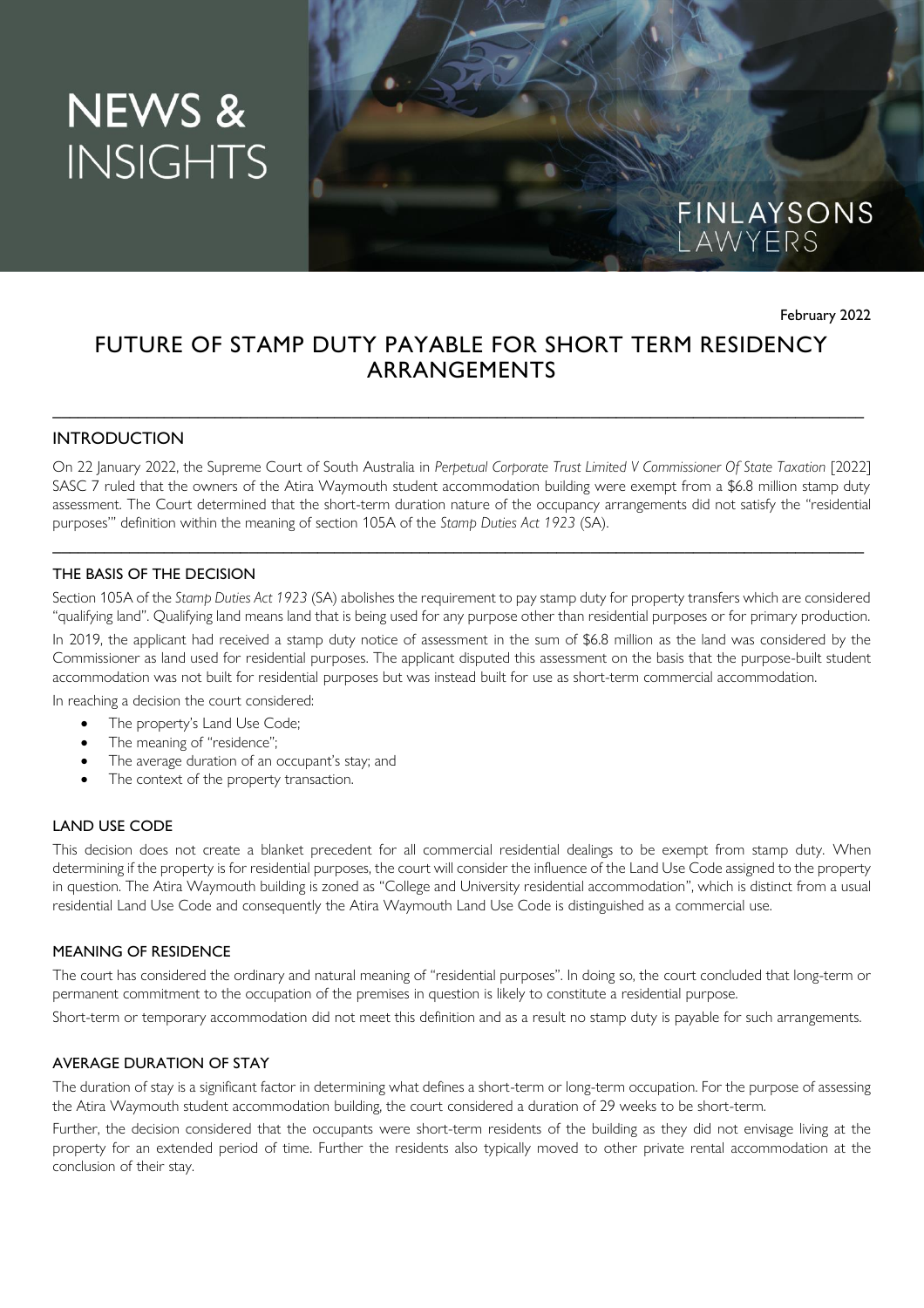# NEWS & INSIGHTS

FINLAYSONS LAWYERS

February 2022

## FUTURE OF STAMP DUTY PAYABLE FOR SHORT TERM RESIDENCY ARRANGEMENTS

### INTRODUCTION

On 22 January 2022, the Supreme Court of South Australia in *Perpetual Corporate Trust Limited V Commissioner Of State Taxation* [2022] SASC 7 ruled that the owners of the Atira Waymouth student accommodation building were exempt from a $6.8 million stamp duty assessment. The Court determined that the short-term duration nature of the occupancy arrangements did not satisfy the "residential purposes'" definition within the meaning of section 105A of the *Stamp Duties Act 1923* (SA).

### THE BASIS OF THE DECISION

Section 105A of the *Stamp Duties Act 1923* (SA) abolishes the requirement to pay stamp duty for property transfers which are considered "qualifying land". Qualifying land means land that is being used for any purpose other than residential purposes or for primary production.

In 2019, the applicant had received a stamp duty notice of assessment in the sum of $6.8 million as the land was considered by the Commissioner as land used for residential purposes. The applicant disputed this assessment on the basis that the purpose-built student accommodation was not built for residential purposes but was instead built for use as short-term commercial accommodation.

In reaching a decision the court considered:

- The property's Land Use Code;
- The meaning of "residence";
- The average duration of an occupant's stay; and
- The context of the property transaction.

### LAND USE CODE

This decision does not create a blanket precedent for all commercial residential dealings to be exempt from stamp duty. When determining if the property is for residential purposes, the court will consider the influence of the Land Use Code assigned to the property in question. The Atira Waymouth building is zoned as "College and University residential accommodation", which is distinct from a usual residential Land Use Code and consequently the Atira Waymouth Land Use Code is distinguished as a commercial use.

### MEANING OF RESIDENCE

The court has considered the ordinary and natural meaning of "residential purposes". In doing so, the court concluded that long-term or permanent commitment to the occupation of the premises in question is likely to constitute a residential purpose.

Short-term or temporary accommodation did not meet this definition and as a result no stamp duty is payable for such arrangements.

### AVERAGE DURATION OF STAY

The duration of stay is a significant factor in determining what defines a short-term or long-term occupation. For the purpose of assessing the Atira Waymouth student accommodation building, the court considered a duration of 29 weeks to be short-term.

Further, the decision considered that the occupants were short-term residents of the building as they did not envisage living at the property for an extended period of time. Further the residents also typically moved to other private rental accommodation at the conclusion of their stay.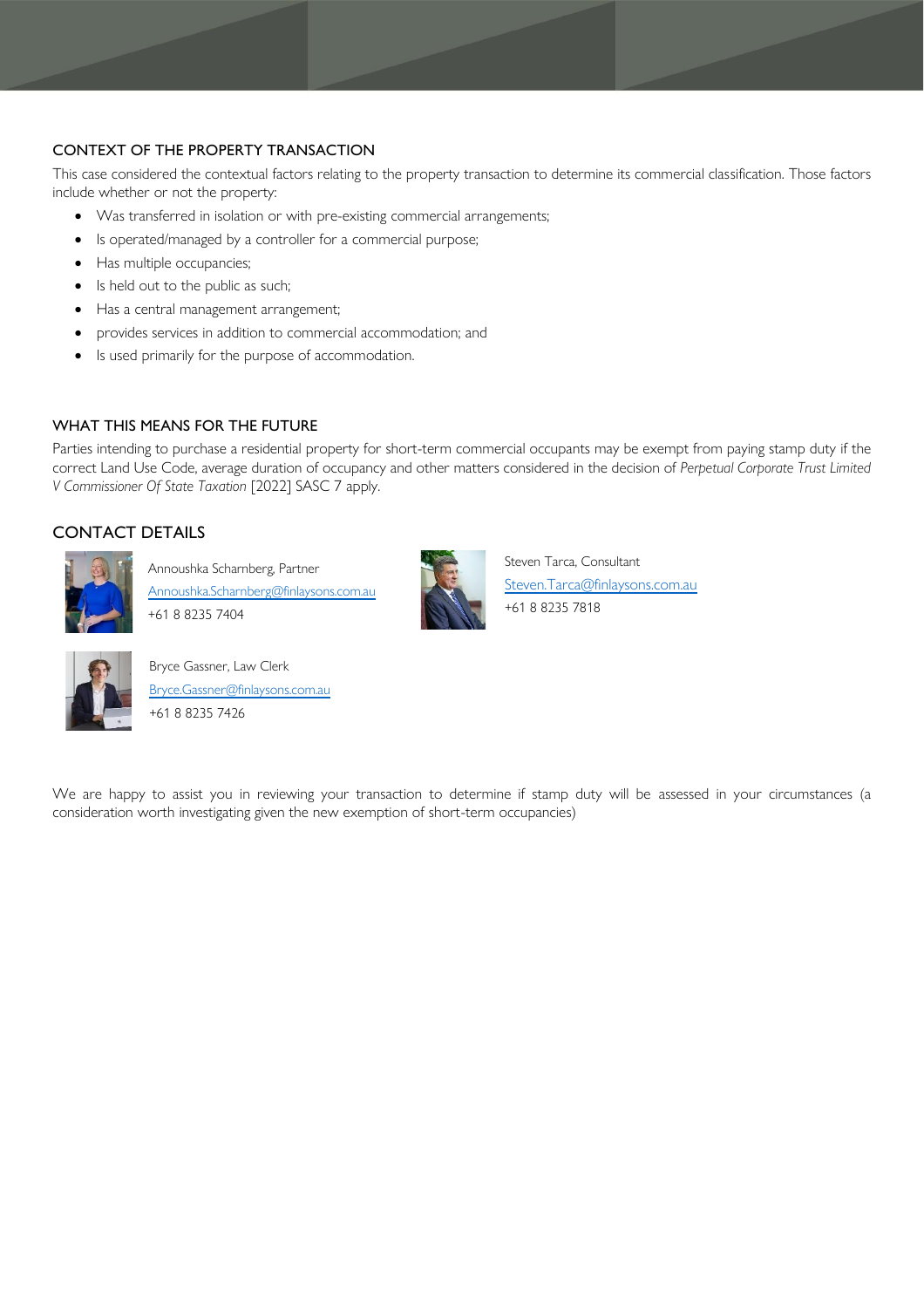### CONTEXT OF THE PROPERTY TRANSACTION

This case considered the contextual factors relating to the property transaction to determine its commercial classification. Those factors include whether or not the property:

- Was transferred in isolation or with pre-existing commercial arrangements;
- Is operated/managed by a controller for a commercial purpose;
- Has multiple occupancies;
- Is held out to the public as such;
- Has a central management arrangement;
- provides services in addition to commercial accommodation; and
- Is used primarily for the purpose of accommodation.

### WHAT THIS MEANS FOR THE FUTURE

Parties intending to purchase a residential property for short-term commercial occupants may be exempt from paying stamp duty if the correct Land Use Code, average duration of occupancy and other matters considered in the decision of *Perpetual Corporate Trust Limited V Commissioner Of State Taxation* [2022] SASC 7 apply.

## CONTACT DETAILS

Annoushka Scharnberg, Partner
Annoushka.Scharnberg@finlaysons.com.au
+61 8 8235 7404

Steven Tarca, Consultant
Steven.Tarca@finlaysons.com.au
+61 8 8235 7818

Bryce Gassner, Law Clerk
Bryce.Gassner@finlaysons.com.au
+61 8 8235 7426

We are happy to assist you in reviewing your transaction to determine if stamp duty will be assessed in your circumstances (a consideration worth investigating given the new exemption of short-term occupancies)